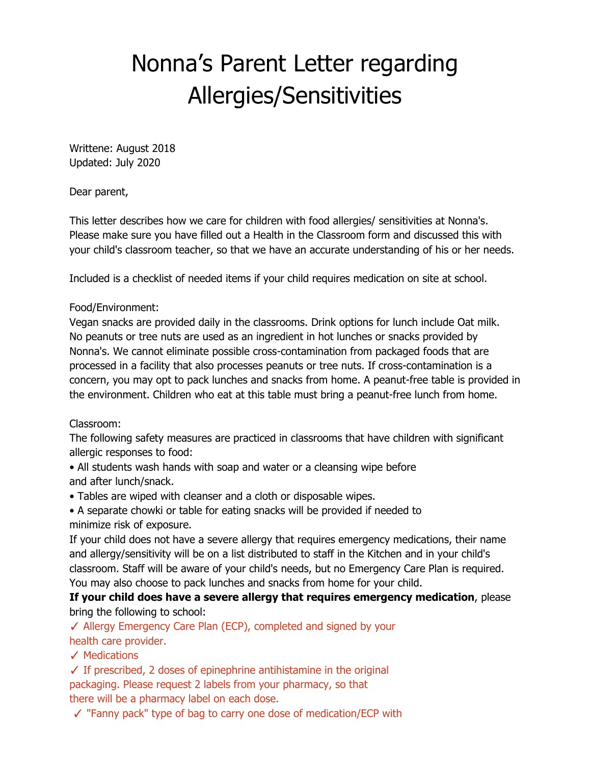# Nonna's Parent Letter regarding Allergies/Sensitivities

Writtene: August 2018
Updated: July 2020

Dear parent,

This letter describes how we care for children with food allergies/ sensitivities at Nonna's. Please make sure you have filled out a Health in the Classroom form and discussed this with your child's classroom teacher, so that we have an accurate understanding of his or her needs.

Included is a checklist of needed items if your child requires medication on site at school.

Food/Environment:
Vegan snacks are provided daily in the classrooms. Drink options for lunch include Oat milk. No peanuts or tree nuts are used as an ingredient in hot lunches or snacks provided by Nonna's. We cannot eliminate possible cross-contamination from packaged foods that are processed in a facility that also processes peanuts or tree nuts. If cross-contamination is a concern, you may opt to pack lunches and snacks from home. A peanut-free table is provided in the environment. Children who eat at this table must bring a peanut-free lunch from home.

Classroom:
The following safety measures are practiced in classrooms that have children with significant allergic responses to food:

- All students wash hands with soap and water or a cleansing wipe before and after lunch/snack.
- Tables are wiped with cleanser and a cloth or disposable wipes.
- A separate chowki or table for eating snacks will be provided if needed to minimize risk of exposure.

If your child does not have a severe allergy that requires emergency medications, their name and allergy/sensitivity will be on a list distributed to staff in the Kitchen and in your child's classroom. Staff will be aware of your child's needs, but no Emergency Care Plan is required. You may also choose to pack lunches and snacks from home for your child.

**If your child does have a severe allergy that requires emergency medication**, please bring the following to school:

✓ Allergy Emergency Care Plan (ECP), completed and signed by your health care provider.
✓ Medications
✓ If prescribed, 2 doses of epinephrine antihistamine in the original packaging. Please request 2 labels from your pharmacy, so that there will be a pharmacy label on each dose.
✓ "Fanny pack" type of bag to carry one dose of medication/ECP with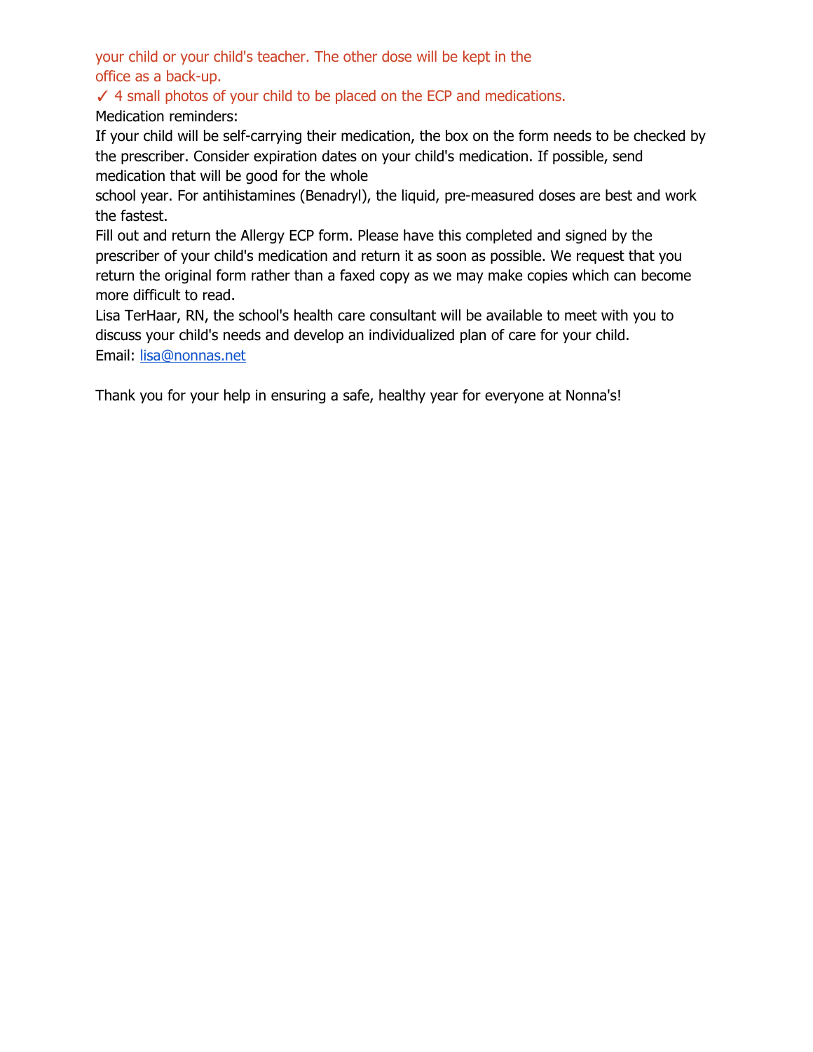your child or your child's teacher. The other dose will be kept in the office as a back-up.

✓ 4 small photos of your child to be placed on the ECP and medications.

Medication reminders:

If your child will be self-carrying their medication, the box on the form needs to be checked by the prescriber. Consider expiration dates on your child's medication. If possible, send medication that will be good for the whole school year. For antihistamines (Benadryl), the liquid, pre-measured doses are best and work the fastest.

Fill out and return the Allergy ECP form. Please have this completed and signed by the prescriber of your child's medication and return it as soon as possible. We request that you return the original form rather than a faxed copy as we may make copies which can become more difficult to read.

Lisa TerHaar, RN, the school's health care consultant will be available to meet with you to discuss your child's needs and develop an individualized plan of care for your child.

Email: lisa@nonnas.net

Thank you for your help in ensuring a safe, healthy year for everyone at Nonna's!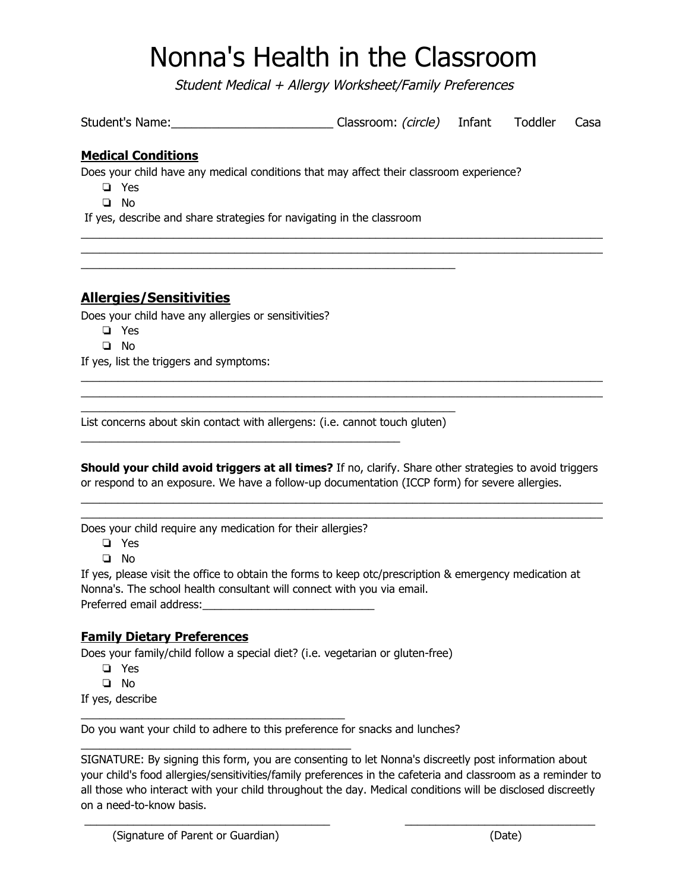# Nonna's Health in the Classroom

*Student Medical + Allergy Worksheet/Family Preferences*

Student's Name:________________________ Classroom: *(circle)* Infant Toddler Casa

## Medical Conditions

Does your child have any medical conditions that may affect their classroom experience?

- ❏ Yes
- ❏ No

If yes, describe and share strategies for navigating in the classroom

______________________________________________________________________________
______________________________________________________________________________
________________________________________________________

## Allergies/Sensitivities

Does your child have any allergies or sensitivities?

- ❏ Yes
- ❏ No

If yes, list the triggers and symptoms:

______________________________________________________________________________
______________________________________________________________________________
________________________________________________________

List concerns about skin contact with allergens: (i.e. cannot touch gluten)

________________________________________________

**Should your child avoid triggers at all times?** If no, clarify. Share other strategies to avoid triggers or respond to an exposure. We have a follow-up documentation (ICCP form) for severe allergies.

______________________________________________________________________________
______________________________________________________________________________

Does your child require any medication for their allergies?

- ❏ Yes
- ❏ No

If yes, please visit the office to obtain the forms to keep otc/prescription & emergency medication at Nonna's. The school health consultant will connect with you via email.

Preferred email address:____________________________

## Family Dietary Preferences

Does your family/child follow a special diet? (i.e. vegetarian or gluten-free)

- ❏ Yes
- ❏ No

If yes, describe

________________________________________

Do you want your child to adhere to this preference for snacks and lunches?

________________________________________

SIGNATURE: By signing this form, you are consenting to let Nonna's discreetly post information about your child's food allergies/sensitivities/family preferences in the cafeteria and classroom as a reminder to all those who interact with your child throughout the day. Medical conditions will be disclosed discreetly on a need-to-know basis.

_____________________________________ _____________________________

(Signature of Parent or Guardian) (Date)